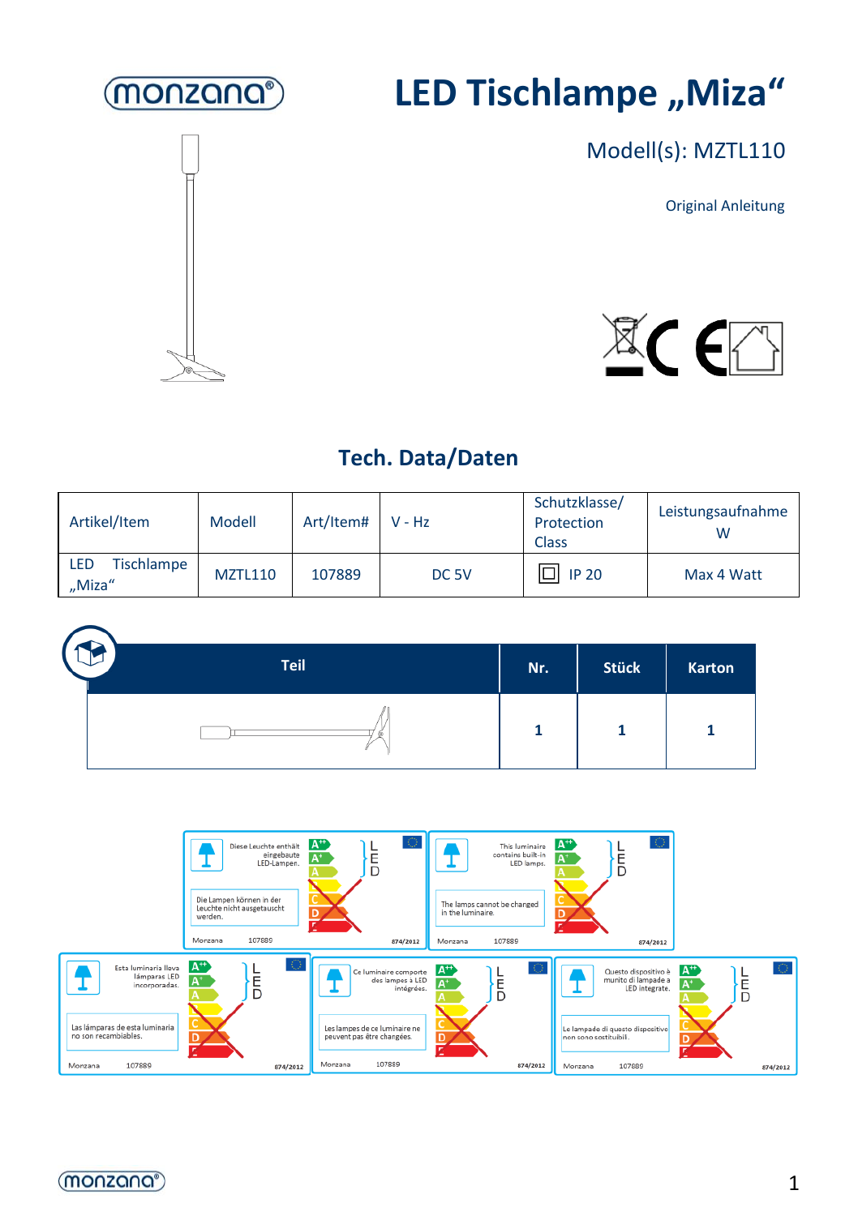monzana®

# LED Tischlampe „Miza“

Modell(s): MZTL110

Original Anleitung

## Tech. Data/Daten

| Artikel/Item | Modell | Art/Item# | V - Hz | Schutzklasse/ Protection Class | Leistungsaufnahme W |
|---|---|---|---|---|---|
| LED Tischlampe „Miza“ | MZTL110 | 107889 | DC 5V | ⧈ IP 20 | Max 4 Watt |

| Teil | Nr. | Stück | Karton |
|---|---|---|---|
| | 1 | 1 | 1 |

Diese Leuchte enthält eingebaute LED-Lampen.
Die Lampen können in der Leuchte nicht ausgetauscht werden.
Monzana 107889 874/2012

This luminaire contains built-in LED lamps.
The lamps cannot be changed in the luminaire.
Monzana 107889 874/2012

Esta luminaria lleva lámparas LED incorporadas.
Las lámparas de esta luminaria no son recambiables.
Monzana 107889 874/2012

Ce luminaire comporte des lampes à LED intégrées.
Les lampes de ce luminaire ne peuvent pas être changées.
Monzana 107889 874/2012

Questo dispositivo è munito di lampade a LED integrate.
Le lampade di questo dispositivo non sono sostituibili.
Monzana 107889 874/2012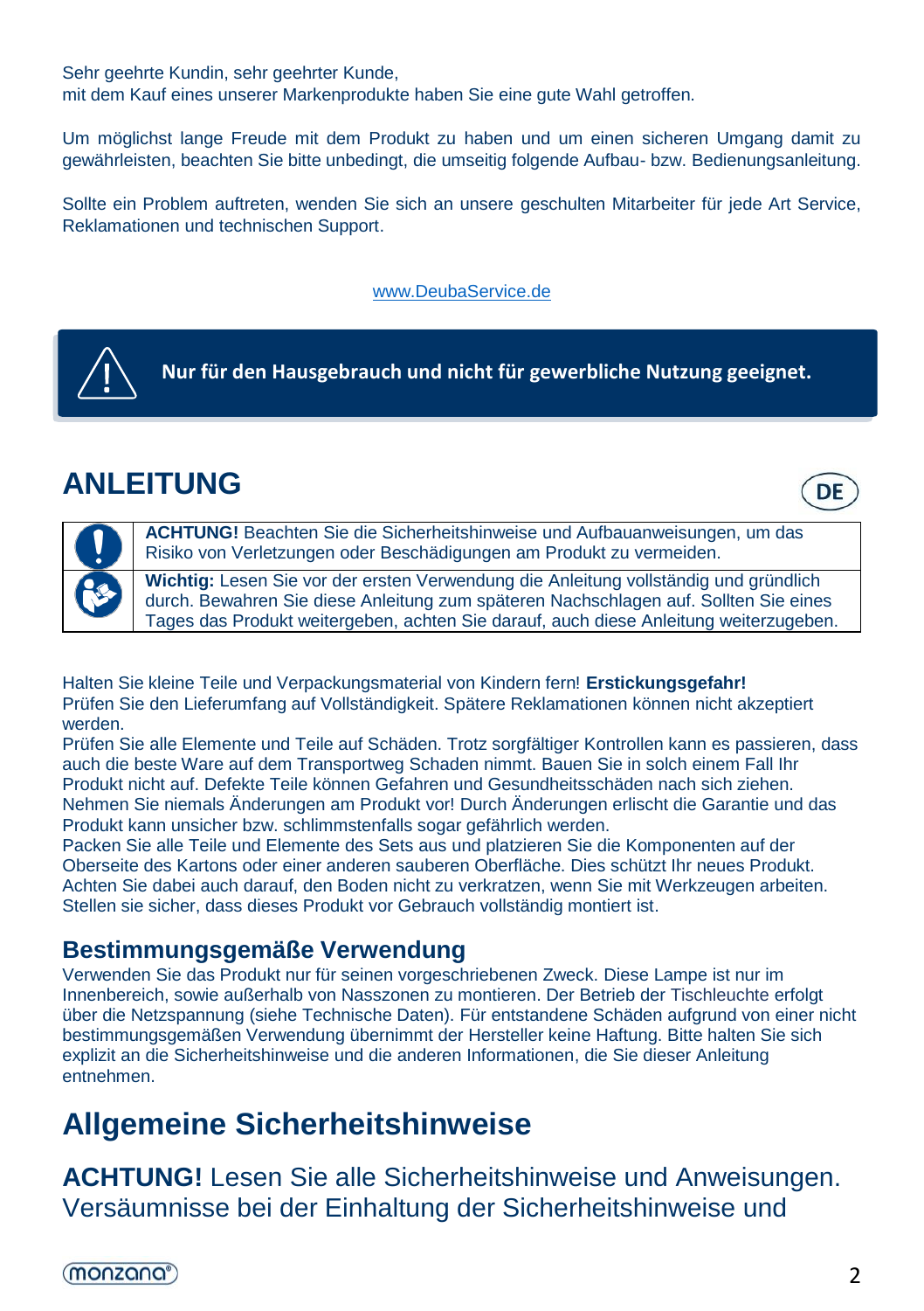Sehr geehrte Kundin, sehr geehrter Kunde,
mit dem Kauf eines unserer Markenprodukte haben Sie eine gute Wahl getroffen.

Um möglichst lange Freude mit dem Produkt zu haben und um einen sicheren Umgang damit zu gewährleisten, beachten Sie bitte unbedingt, die umseitig folgende Aufbau- bzw. Bedienungsanleitung.

Sollte ein Problem auftreten, wenden Sie sich an unsere geschulten Mitarbeiter für jede Art Service, Reklamationen und technischen Support.

www.DeubaService.de

**Nur für den Hausgebrauch und nicht für gewerbliche Nutzung geeignet.**

# ANLEITUNG

DE

| | |
|---|---|
| ! | **ACHTUNG!** Beachten Sie die Sicherheitshinweise und Aufbauanweisungen, um das Risiko von Verletzungen oder Beschädigungen am Produkt zu vermeiden. |
| | **Wichtig:** Lesen Sie vor der ersten Verwendung die Anleitung vollständig und gründlich durch. Bewahren Sie diese Anleitung zum späteren Nachschlagen auf. Sollten Sie eines Tages das Produkt weitergeben, achten Sie darauf, auch diese Anleitung weiterzugeben. |

Halten Sie kleine Teile und Verpackungsmaterial von Kindern fern! **Erstickungsgefahr!**
Prüfen Sie den Lieferumfang auf Vollständigkeit. Spätere Reklamationen können nicht akzeptiert werden.
Prüfen Sie alle Elemente und Teile auf Schäden. Trotz sorgfältiger Kontrollen kann es passieren, dass auch die beste Ware auf dem Transportweg Schaden nimmt. Bauen Sie in solch einem Fall Ihr Produkt nicht auf. Defekte Teile können Gefahren und Gesundheitsschäden nach sich ziehen.
Nehmen Sie niemals Änderungen am Produkt vor! Durch Änderungen erlischt die Garantie und das Produkt kann unsicher bzw. schlimmstenfalls sogar gefährlich werden.
Packen Sie alle Teile und Elemente des Sets aus und platzieren Sie die Komponenten auf der Oberseite des Kartons oder einer anderen sauberen Oberfläche. Dies schützt Ihr neues Produkt. Achten Sie dabei auch darauf, den Boden nicht zu verkratzen, wenn Sie mit Werkzeugen arbeiten.
Stellen sie sicher, dass dieses Produkt vor Gebrauch vollständig montiert ist.

## Bestimmungsgemäße Verwendung

Verwenden Sie das Produkt nur für seinen vorgeschriebenen Zweck. Diese Lampe ist nur im Innenbereich, sowie außerhalb von Nasszonen zu montieren. Der Betrieb der Tischleuchte erfolgt über die Netzspannung (siehe Technische Daten). Für entstandene Schäden aufgrund von einer nicht bestimmungsgemäßen Verwendung übernimmt der Hersteller keine Haftung. Bitte halten Sie sich explizit an die Sicherheitshinweise und die anderen Informationen, die Sie dieser Anleitung entnehmen.

# Allgemeine Sicherheitshinweise

**ACHTUNG!** Lesen Sie alle Sicherheitshinweise und Anweisungen. Versäumnisse bei der Einhaltung der Sicherheitshinweise und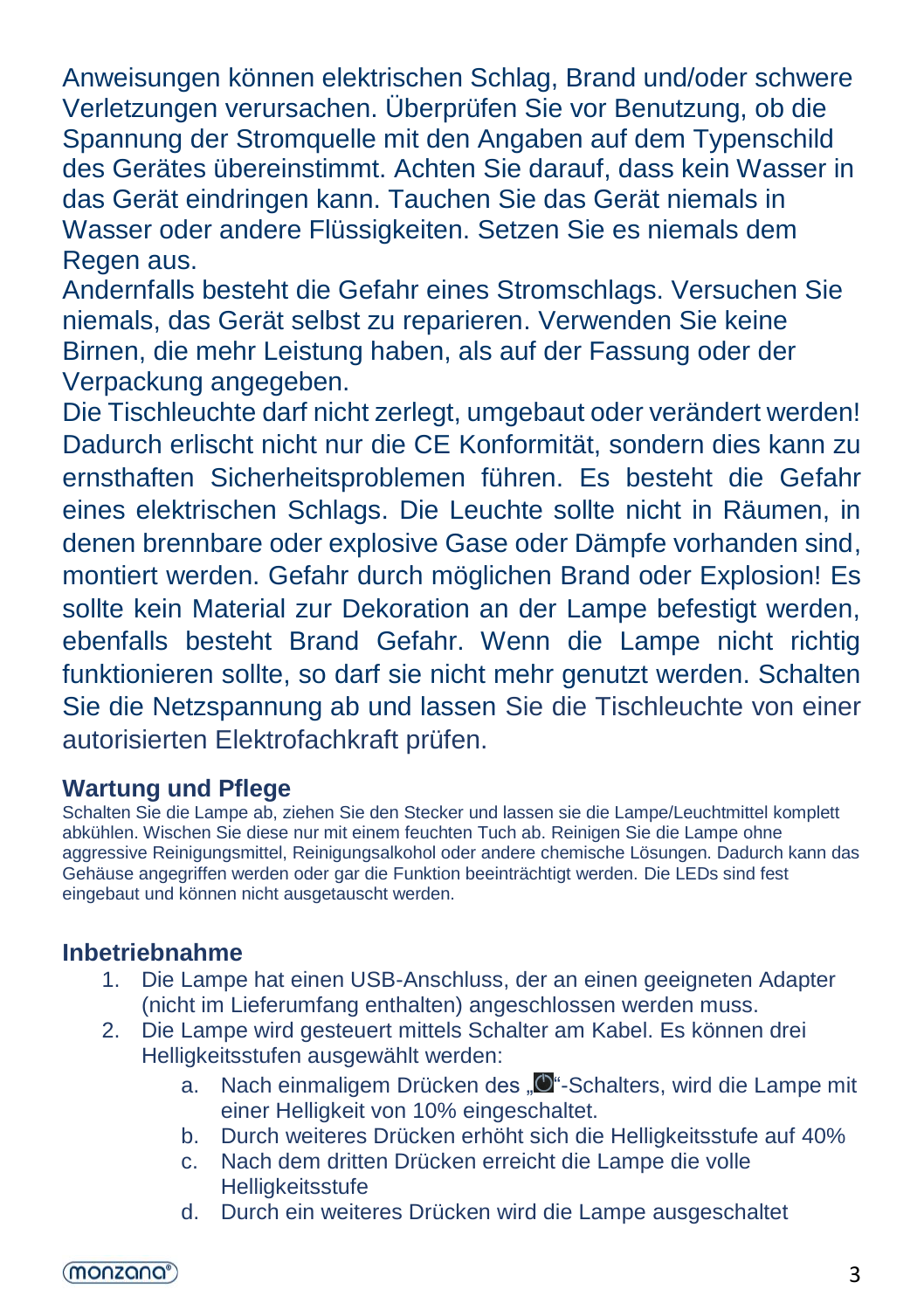Anweisungen können elektrischen Schlag, Brand und/oder schwere Verletzungen verursachen. Überprüfen Sie vor Benutzung, ob die Spannung der Stromquelle mit den Angaben auf dem Typenschild des Gerätes übereinstimmt. Achten Sie darauf, dass kein Wasser in das Gerät eindringen kann. Tauchen Sie das Gerät niemals in Wasser oder andere Flüssigkeiten. Setzen Sie es niemals dem Regen aus.

Andernfalls besteht die Gefahr eines Stromschlags. Versuchen Sie niemals, das Gerät selbst zu reparieren. Verwenden Sie keine Birnen, die mehr Leistung haben, als auf der Fassung oder der Verpackung angegeben.

Die Tischleuchte darf nicht zerlegt, umgebaut oder verändert werden! Dadurch erlischt nicht nur die CE Konformität, sondern dies kann zu ernsthaften Sicherheitsproblemen führen. Es besteht die Gefahr eines elektrischen Schlags. Die Leuchte sollte nicht in Räumen, in denen brennbare oder explosive Gase oder Dämpfe vorhanden sind, montiert werden. Gefahr durch möglichen Brand oder Explosion! Es sollte kein Material zur Dekoration an der Lampe befestigt werden, ebenfalls besteht Brand Gefahr. Wenn die Lampe nicht richtig funktionieren sollte, so darf sie nicht mehr genutzt werden. Schalten Sie die Netzspannung ab und lassen Sie die Tischleuchte von einer autorisierten Elektrofachkraft prüfen.

## Wartung und Pflege

Schalten Sie die Lampe ab, ziehen Sie den Stecker und lassen sie die Lampe/Leuchtmittel komplett abkühlen. Wischen Sie diese nur mit einem feuchten Tuch ab. Reinigen Sie die Lampe ohne aggressive Reinigungsmittel, Reinigungsalkohol oder andere chemische Lösungen. Dadurch kann das Gehäuse angegriffen werden oder gar die Funktion beeinträchtigt werden. Die LEDs sind fest eingebaut und können nicht ausgetauscht werden.

## Inbetriebnahme

1. Die Lampe hat einen USB-Anschluss, der an einen geeigneten Adapter (nicht im Lieferumfang enthalten) angeschlossen werden muss.
2. Die Lampe wird gesteuert mittels Schalter am Kabel. Es können drei Helligkeitsstufen ausgewählt werden:
   a. Nach einmaligem Drücken des „⏻“-Schalters, wird die Lampe mit einer Helligkeit von 10% eingeschaltet.
   b. Durch weiteres Drücken erhöht sich die Helligkeitsstufe auf 40%
   c. Nach dem dritten Drücken erreicht die Lampe die volle Helligkeitsstufe
   d. Durch ein weiteres Drücken wird die Lampe ausgeschaltet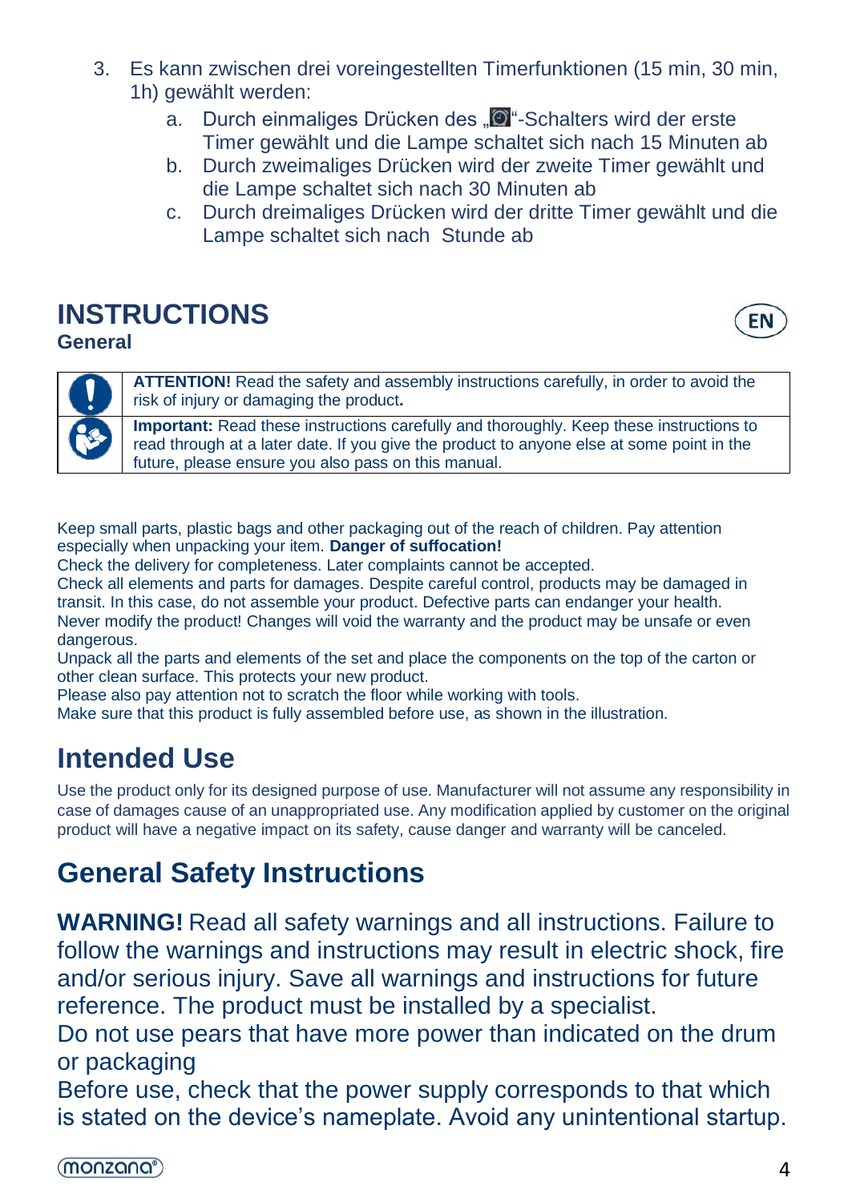3. Es kann zwischen drei voreingestellten Timerfunktionen (15 min, 30 min, 1h) gewählt werden:
    a. Durch einmaliges Drücken des „ “-Schalters wird der erste Timer gewählt und die Lampe schaltet sich nach 15 Minuten ab
    b. Durch zweimaliges Drücken wird der zweite Timer gewählt und die Lampe schaltet sich nach 30 Minuten ab
    c. Durch dreimaliges Drücken wird der dritte Timer gewählt und die Lampe schaltet sich nach  Stunde ab

# INSTRUCTIONS

EN

## General

| | |
|---|---|
| | **ATTENTION!** Read the safety and assembly instructions carefully, in order to avoid the risk of injury or damaging the product**.** |
| | **Important:** Read these instructions carefully and thoroughly. Keep these instructions to read through at a later date. If you give the product to anyone else at some point in the future, please ensure you also pass on this manual. |

Keep small parts, plastic bags and other packaging out of the reach of children. Pay attention especially when unpacking your item. **Danger of suffocation!**
Check the delivery for completeness. Later complaints cannot be accepted.
Check all elements and parts for damages. Despite careful control, products may be damaged in transit. In this case, do not assemble your product. Defective parts can endanger your health.
Never modify the product! Changes will void the warranty and the product may be unsafe or even dangerous.
Unpack all the parts and elements of the set and place the components on the top of the carton or other clean surface. This protects your new product.
Please also pay attention not to scratch the floor while working with tools.
Make sure that this product is fully assembled before use, as shown in the illustration.

## Intended Use

Use the product only for its designed purpose of use. Manufacturer will not assume any responsibility in case of damages cause of an unappropriated use. Any modification applied by customer on the original product will have a negative impact on its safety, cause danger and warranty will be canceled.

## General Safety Instructions

**WARNING!** Read all safety warnings and all instructions. Failure to follow the warnings and instructions may result in electric shock, fire and/or serious injury. Save all warnings and instructions for future reference. The product must be installed by a specialist.
Do not use pears that have more power than indicated on the drum or packaging
Before use, check that the power supply corresponds to that which is stated on the device’s nameplate. Avoid any unintentional startup.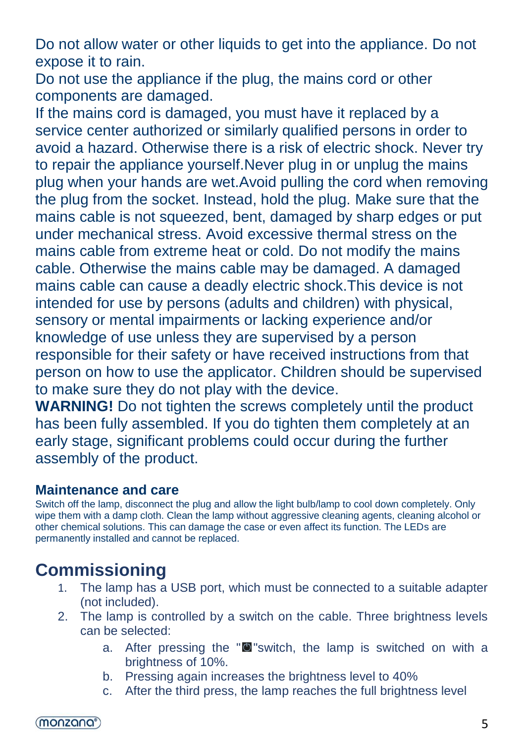Do not allow water or other liquids to get into the appliance. Do not expose it to rain.

Do not use the appliance if the plug, the mains cord or other components are damaged.

If the mains cord is damaged, you must have it replaced by a service center authorized or similarly qualified persons in order to avoid a hazard. Otherwise there is a risk of electric shock. Never try to repair the appliance yourself.Never plug in or unplug the mains plug when your hands are wet.Avoid pulling the cord when removing the plug from the socket. Instead, hold the plug. Make sure that the mains cable is not squeezed, bent, damaged by sharp edges or put under mechanical stress. Avoid excessive thermal stress on the mains cable from extreme heat or cold. Do not modify the mains cable. Otherwise the mains cable may be damaged. A damaged mains cable can cause a deadly electric shock.This device is not intended for use by persons (adults and children) with physical, sensory or mental impairments or lacking experience and/or knowledge of use unless they are supervised by a person responsible for their safety or have received instructions from that person on how to use the applicator. Children should be supervised to make sure they do not play with the device.

**WARNING!** Do not tighten the screws completely until the product has been fully assembled. If you do tighten them completely at an early stage, significant problems could occur during the further assembly of the product.

### Maintenance and care

Switch off the lamp, disconnect the plug and allow the light bulb/lamp to cool down completely. Only wipe them with a damp cloth. Clean the lamp without aggressive cleaning agents, cleaning alcohol or other chemical solutions. This can damage the case or even affect its function. The LEDs are permanently installed and cannot be replaced.

## Commissioning

1. The lamp has a USB port, which must be connected to a suitable adapter (not included).
2. The lamp is controlled by a switch on the cable. Three brightness levels can be selected:
   a. After pressing the "⏻"switch, the lamp is switched on with a brightness of 10%.
   b. Pressing again increases the brightness level to 40%
   c. After the third press, the lamp reaches the full brightness level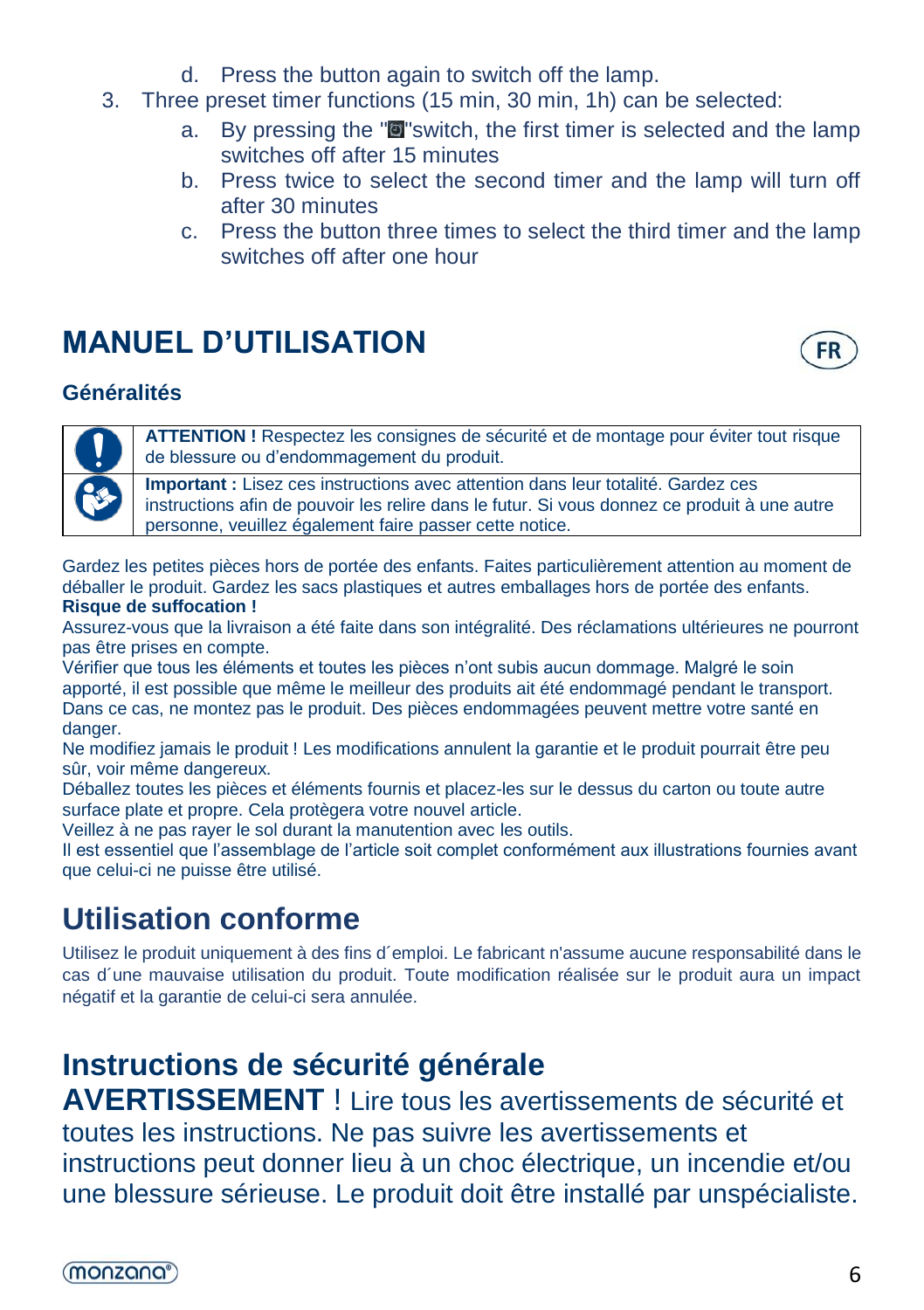d. Press the button again to switch off the lamp.

3. Three preset timer functions (15 min, 30 min, 1h) can be selected:
   a. By pressing the " "switch, the first timer is selected and the lamp switches off after 15 minutes
   b. Press twice to select the second timer and the lamp will turn off after 30 minutes
   c. Press the button three times to select the third timer and the lamp switches off after one hour

# MANUEL D’UTILISATION

FR

### Généralités

| | |
|---|---|
| | **ATTENTION !** Respectez les consignes de sécurité et de montage pour éviter tout risque de blessure ou d’endommagement du produit. |
| | **Important :** Lisez ces instructions avec attention dans leur totalité. Gardez ces instructions afin de pouvoir les relire dans le futur. Si vous donnez ce produit à une autre personne, veuillez également faire passer cette notice. |

Gardez les petites pièces hors de portée des enfants. Faites particulièrement attention au moment de déballer le produit. Gardez les sacs plastiques et autres emballages hors de portée des enfants.
**Risque de suffocation !**
Assurez-vous que la livraison a été faite dans son intégralité. Des réclamations ultérieures ne pourront pas être prises en compte.
Vérifier que tous les éléments et toutes les pièces n’ont subis aucun dommage. Malgré le soin apporté, il est possible que même le meilleur des produits ait été endommagé pendant le transport. Dans ce cas, ne montez pas le produit. Des pièces endommagées peuvent mettre votre santé en danger.
Ne modifiez jamais le produit ! Les modifications annulent la garantie et le produit pourrait être peu sûr, voir même dangereux.
Déballez toutes les pièces et éléments fournis et placez-les sur le dessus du carton ou toute autre surface plate et propre. Cela protègera votre nouvel article.
Veillez à ne pas rayer le sol durant la manutention avec les outils.
Il est essentiel que l’assemblage de l’article soit complet conformément aux illustrations fournies avant que celui-ci ne puisse être utilisé.

## Utilisation conforme

Utilisez le produit uniquement à des fins d´emploi. Le fabricant n'assume aucune responsabilité dans le cas d´une mauvaise utilisation du produit. Toute modification réalisée sur le produit aura un impact négatif et la garantie de celui-ci sera annulée.

## Instructions de sécurité générale

**AVERTISSEMENT** ! Lire tous les avertissements de sécurité et toutes les instructions. Ne pas suivre les avertissements et instructions peut donner lieu à un choc électrique, un incendie et/ou une blessure sérieuse. Le produit doit être installé par unspécialiste.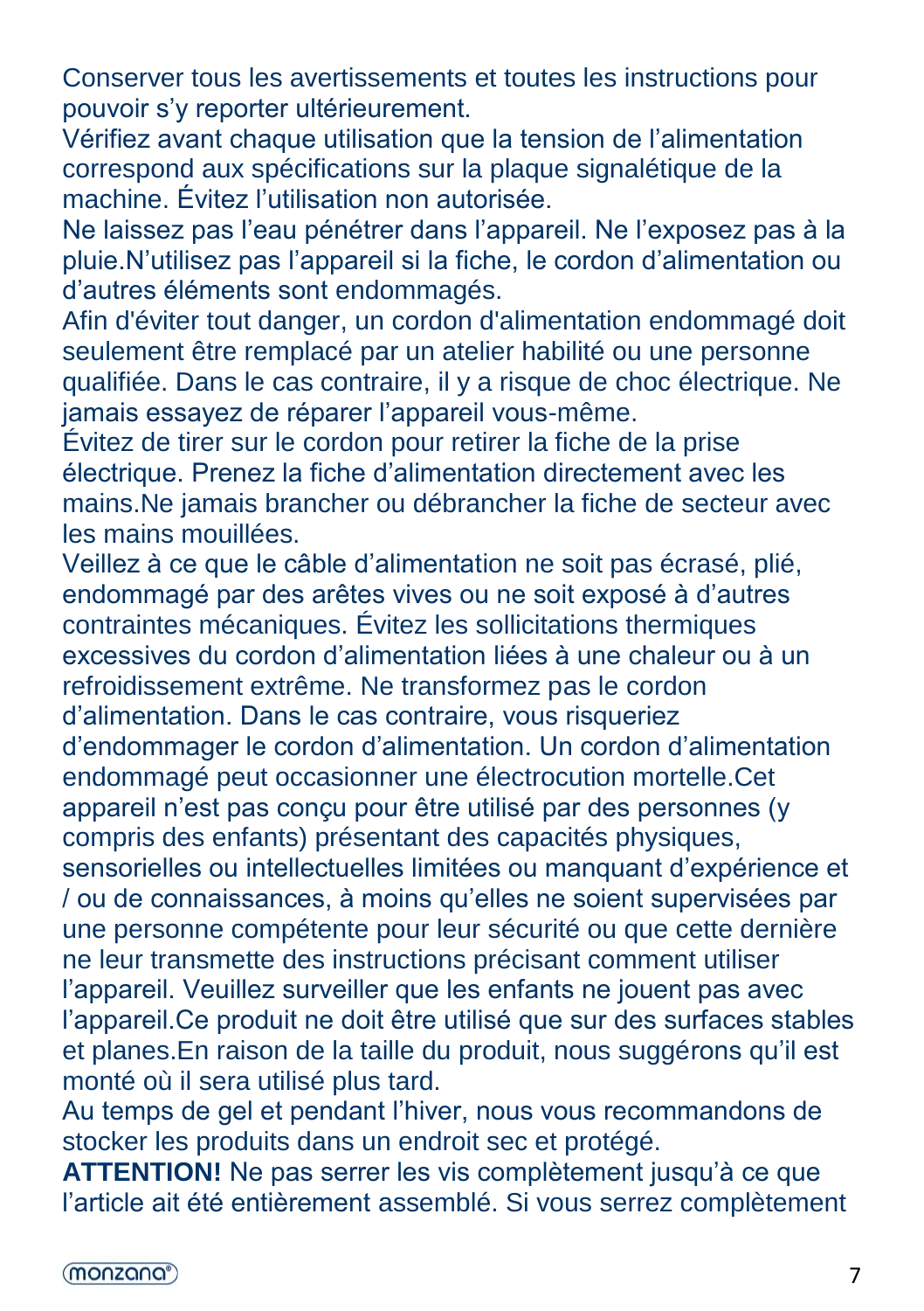Conserver tous les avertissements et toutes les instructions pour pouvoir s'y reporter ultérieurement.

Vérifiez avant chaque utilisation que la tension de l'alimentation correspond aux spécifications sur la plaque signalétique de la machine. Évitez l'utilisation non autorisée.

Ne laissez pas l'eau pénétrer dans l'appareil. Ne l'exposez pas à la pluie.N'utilisez pas l'appareil si la fiche, le cordon d'alimentation ou d'autres éléments sont endommagés.

Afin d'éviter tout danger, un cordon d'alimentation endommagé doit seulement être remplacé par un atelier habilité ou une personne qualifiée. Dans le cas contraire, il y a risque de choc électrique. Ne jamais essayez de réparer l'appareil vous-même.

Évitez de tirer sur le cordon pour retirer la fiche de la prise électrique. Prenez la fiche d'alimentation directement avec les mains.Ne jamais brancher ou débrancher la fiche de secteur avec les mains mouillées.

Veillez à ce que le câble d'alimentation ne soit pas écrasé, plié, endommagé par des arêtes vives ou ne soit exposé à d'autres contraintes mécaniques. Évitez les sollicitations thermiques excessives du cordon d'alimentation liées à une chaleur ou à un refroidissement extrême. Ne transformez pas le cordon d'alimentation. Dans le cas contraire, vous risqueriez d'endommager le cordon d'alimentation. Un cordon d'alimentation endommagé peut occasionner une électrocution mortelle.Cet appareil n'est pas conçu pour être utilisé par des personnes (y compris des enfants) présentant des capacités physiques, sensorielles ou intellectuelles limitées ou manquant d'expérience et / ou de connaissances, à moins qu'elles ne soient supervisées par une personne compétente pour leur sécurité ou que cette dernière ne leur transmette des instructions précisant comment utiliser l'appareil. Veuillez surveiller que les enfants ne jouent pas avec l'appareil.Ce produit ne doit être utilisé que sur des surfaces stables et planes.En raison de la taille du produit, nous suggérons qu'il est monté où il sera utilisé plus tard.

Au temps de gel et pendant l'hiver, nous vous recommandons de stocker les produits dans un endroit sec et protégé.

**ATTENTION!** Ne pas serrer les vis complètement jusqu'à ce que l'article ait été entièrement assemblé. Si vous serrez complètement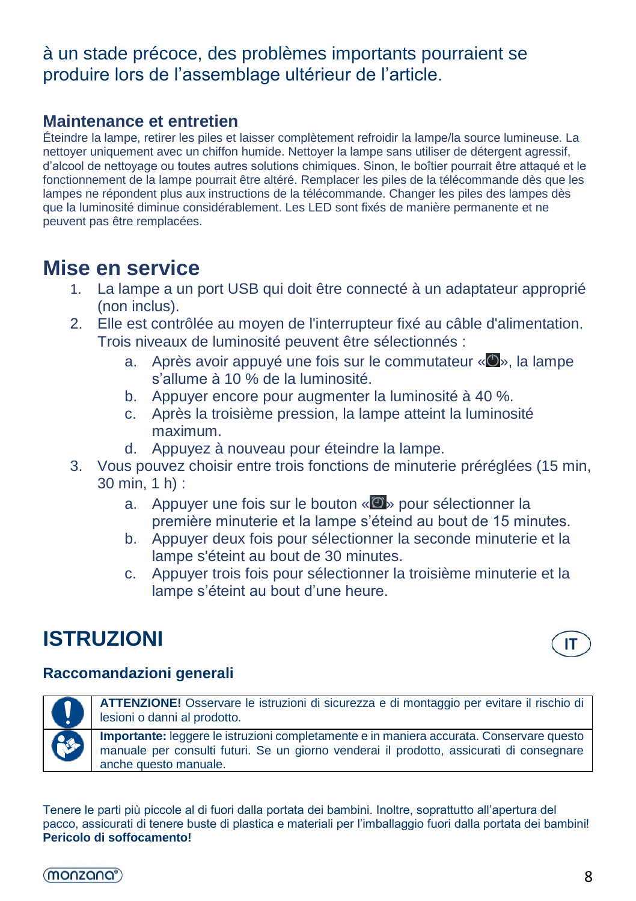à un stade précoce, des problèmes importants pourraient se produire lors de l'assemblage ultérieur de l'article.

### Maintenance et entretien

Éteindre la lampe, retirer les piles et laisser complètement refroidir la lampe/la source lumineuse. La nettoyer uniquement avec un chiffon humide. Nettoyer la lampe sans utiliser de détergent agressif, d'alcool de nettoyage ou toutes autres solutions chimiques. Sinon, le boîtier pourrait être attaqué et le fonctionnement de la lampe pourrait être altéré. Remplacer les piles de la télécommande dès que les lampes ne répondent plus aux instructions de la télécommande. Changer les piles des lampes dès que la luminosité diminue considérablement. Les LED sont fixés de manière permanente et ne peuvent pas être remplacées.

## Mise en service

1. La lampe a un port USB qui doit être connecté à un adaptateur approprié (non inclus).
2. Elle est contrôlée au moyen de l'interrupteur fixé au câble d'alimentation. Trois niveaux de luminosité peuvent être sélectionnés :
   a. Après avoir appuyé une fois sur le commutateur « », la lampe s'allume à 10 % de la luminosité.
   b. Appuyer encore pour augmenter la luminosité à 40 %.
   c. Après la troisième pression, la lampe atteint la luminosité maximum.
   d. Appuyez à nouveau pour éteindre la lampe.
3. Vous pouvez choisir entre trois fonctions de minuterie préréglées (15 min, 30 min, 1 h) :
   a. Appuyer une fois sur le bouton « » pour sélectionner la première minuterie et la lampe s'éteind au bout de 15 minutes.
   b. Appuyer deux fois pour sélectionner la seconde minuterie et la lampe s'éteint au bout de 30 minutes.
   c. Appuyer trois fois pour sélectionner la troisième minuterie et la lampe s'éteint au bout d'une heure.

## ISTRUZIONI

IT

### Raccomandazioni generali

| | |
|---|---|
| ! | **ATTENZIONE!** Osservare le istruzioni di sicurezza e di montaggio per evitare il rischio di lesioni o danni al prodotto. |
| | **Importante:** leggere le istruzioni completamente e in maniera accurata. Conservare questo manuale per consulti futuri. Se un giorno venderai il prodotto, assicurati di consegnare anche questo manuale. |

Tenere le parti più piccole al di fuori dalla portata dei bambini. Inoltre, soprattutto all'apertura del pacco, assicurati di tenere buste di plastica e materiali per l'imballaggio fuori dalla portata dei bambini! **Pericolo di soffocamento!**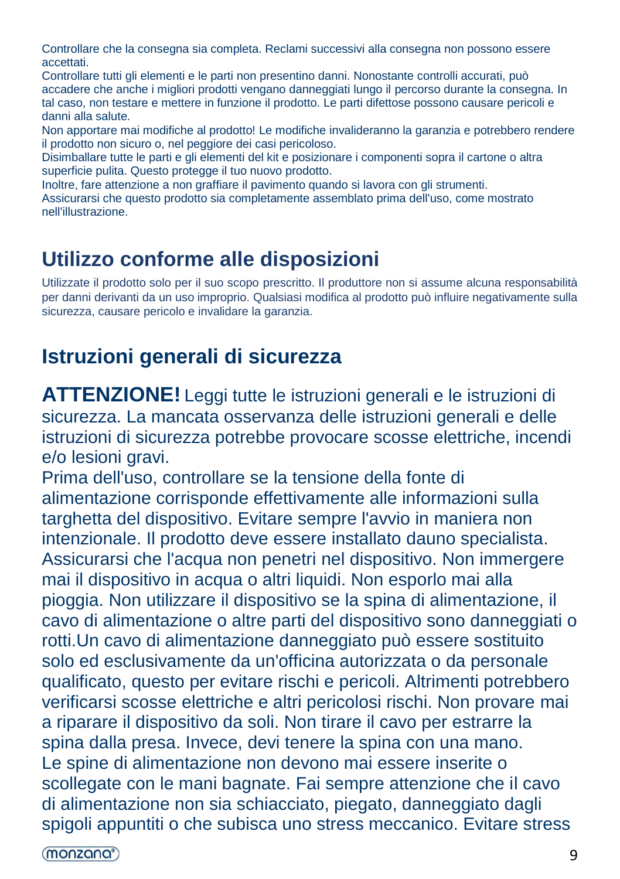Controllare che la consegna sia completa. Reclami successivi alla consegna non possono essere accettati.
Controllare tutti gli elementi e le parti non presentino danni. Nonostante controlli accurati, può accadere che anche i migliori prodotti vengano danneggiati lungo il percorso durante la consegna. In tal caso, non testare e mettere in funzione il prodotto. Le parti difettose possono causare pericoli e danni alla salute.
Non apportare mai modifiche al prodotto! Le modifiche invalideranno la garanzia e potrebbero rendere il prodotto non sicuro o, nel peggiore dei casi pericoloso.
Disimballare tutte le parti e gli elementi del kit e posizionare i componenti sopra il cartone o altra superficie pulita. Questo protegge il tuo nuovo prodotto.
Inoltre, fare attenzione a non graffiare il pavimento quando si lavora con gli strumenti.
Assicurarsi che questo prodotto sia completamente assemblato prima dell'uso, come mostrato nell'illustrazione.

## Utilizzo conforme alle disposizioni

Utilizzate il prodotto solo per il suo scopo prescritto. Il produttore non si assume alcuna responsabilità per danni derivanti da un uso improprio. Qualsiasi modifica al prodotto può influire negativamente sulla sicurezza, causare pericolo e invalidare la garanzia.

## Istruzioni generali di sicurezza

**ATTENZIONE!** Leggi tutte le istruzioni generali e le istruzioni di sicurezza. La mancata osservanza delle istruzioni generali e delle istruzioni di sicurezza potrebbe provocare scosse elettriche, incendi e/o lesioni gravi.
Prima dell'uso, controllare se la tensione della fonte di alimentazione corrisponde effettivamente alle informazioni sulla targhetta del dispositivo. Evitare sempre l'avvio in maniera non intenzionale. Il prodotto deve essere installato dauno specialista. Assicurarsi che l'acqua non penetri nel dispositivo. Non immergere mai il dispositivo in acqua o altri liquidi. Non esporlo mai alla pioggia. Non utilizzare il dispositivo se la spina di alimentazione, il cavo di alimentazione o altre parti del dispositivo sono danneggiati o rotti.Un cavo di alimentazione danneggiato può essere sostituito solo ed esclusivamente da un'officina autorizzata o da personale qualificato, questo per evitare rischi e pericoli. Altrimenti potrebbero verificarsi scosse elettriche e altri pericolosi rischi. Non provare mai a riparare il dispositivo da soli. Non tirare il cavo per estrarre la spina dalla presa. Invece, devi tenere la spina con una mano.
Le spine di alimentazione non devono mai essere inserite o scollegate con le mani bagnate. Fai sempre attenzione che il cavo di alimentazione non sia schiacciato, piegato, danneggiato dagli spigoli appuntiti o che subisca uno stress meccanico. Evitare stress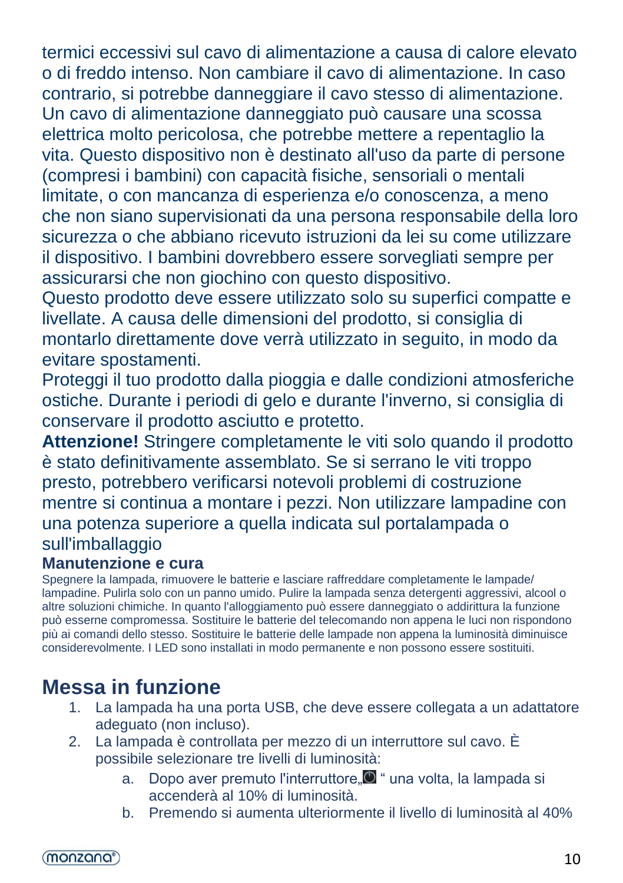termici eccessivi sul cavo di alimentazione a causa di calore elevato o di freddo intenso. Non cambiare il cavo di alimentazione. In caso contrario, si potrebbe danneggiare il cavo stesso di alimentazione. Un cavo di alimentazione danneggiato può causare una scossa elettrica molto pericolosa, che potrebbe mettere a repentaglio la vita. Questo dispositivo non è destinato all'uso da parte di persone (compresi i bambini) con capacità fisiche, sensoriali o mentali limitate, o con mancanza di esperienza e/o conoscenza, a meno che non siano supervisionati da una persona responsabile della loro sicurezza o che abbiano ricevuto istruzioni da lei su come utilizzare il dispositivo. I bambini dovrebbero essere sorvegliati sempre per assicurarsi che non giochino con questo dispositivo.
Questo prodotto deve essere utilizzato solo su superfici compatte e livellate. A causa delle dimensioni del prodotto, si consiglia di montarlo direttamente dove verrà utilizzato in seguito, in modo da evitare spostamenti.
Proteggi il tuo prodotto dalla pioggia e dalle condizioni atmosferiche ostiche. Durante i periodi di gelo e durante l'inverno, si consiglia di conservare il prodotto asciutto e protetto.
**Attenzione!** Stringere completamente le viti solo quando il prodotto è stato definitivamente assemblato. Se si serrano le viti troppo presto, potrebbero verificarsi notevoli problemi di costruzione mentre si continua a montare i pezzi. Non utilizzare lampadine con una potenza superiore a quella indicata sul portalampada o sull'imballaggio

### Manutenzione e cura

Spegnere la lampada, rimuovere le batterie e lasciare raffreddare completamente le lampade/ lampadine. Pulirla solo con un panno umido. Pulire la lampada senza detergenti aggressivi, alcool o altre soluzioni chimiche. In quanto l'alloggiamento può essere danneggiato o addirittura la funzione può esserne compromessa. Sostituire le batterie del telecomando non appena le luci non rispondono più ai comandi dello stesso. Sostituire le batterie delle lampade non appena la luminosità diminuisce considerevolmente. I LED sono installati in modo permanente e non possono essere sostituiti.

## Messa in funzione

1. La lampada ha una porta USB, che deve essere collegata a un adattatore adeguato (non incluso).
2. La lampada è controllata per mezzo di un interruttore sul cavo. È possibile selezionare tre livelli di luminosità:
   a. Dopo aver premuto l'interruttore„⏻ " una volta, la lampada si accenderà al 10% di luminosità.
   b. Premendo si aumenta ulteriormente il livello di luminosità al 40%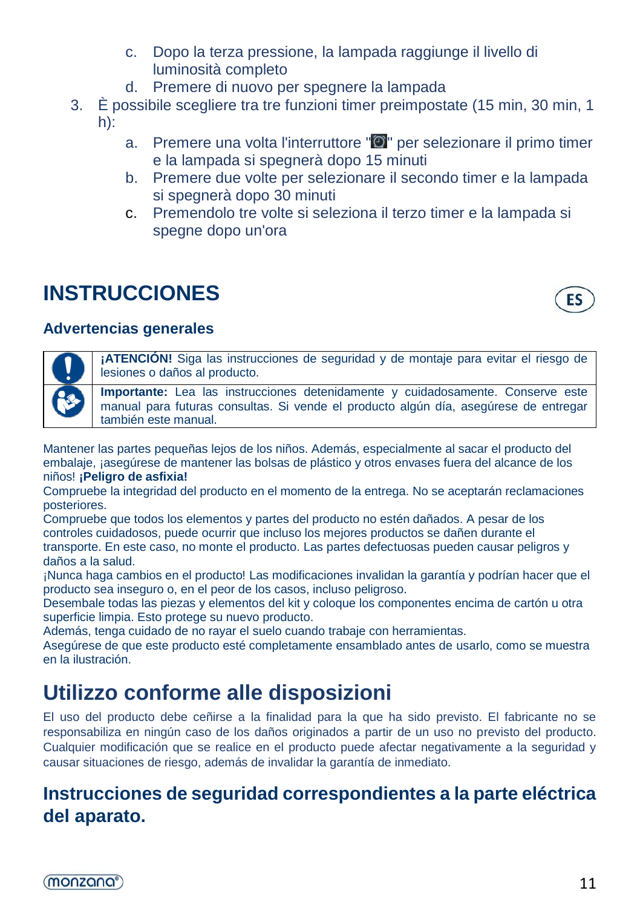c. Dopo la terza pressione, la lampada raggiunge il livello di luminosità completo
   d. Premere di nuovo per spegnere la lampada
3. È possibile scegliere tra tre funzioni timer preimpostate (15 min, 30 min, 1 h):
   a. Premere una volta l'interruttore "" per selezionare il primo timer e la lampada si spegnerà dopo 15 minuti
   b. Premere due volte per selezionare il secondo timer e la lampada si spegnerà dopo 30 minuti
   c. Premendolo tre volte si seleziona il terzo timer e la lampada si spegne dopo un'ora

# INSTRUCCIONES

ES

## Advertencias generales

| | |
|---|---|
| | **¡ATENCIÓN!** Siga las instrucciones de seguridad y de montaje para evitar el riesgo de lesiones o daños al producto. |
| | **Importante:** Lea las instrucciones detenidamente y cuidadosamente. Conserve este manual para futuras consultas. Si vende el producto algún día, asegúrese de entregar también este manual. |

Mantener las partes pequeñas lejos de los niños. Además, especialmente al sacar el producto del embalaje, ¡asegúrese de mantener las bolsas de plástico y otros envases fuera del alcance de los niños! **¡Peligro de asfixia!**

Compruebe la integridad del producto en el momento de la entrega. No se aceptarán reclamaciones posteriores.

Compruebe que todos los elementos y partes del producto no estén dañados. A pesar de los controles cuidadosos, puede ocurrir que incluso los mejores productos se dañen durante el transporte. En este caso, no monte el producto. Las partes defectuosas pueden causar peligros y daños a la salud.

¡Nunca haga cambios en el producto! Las modificaciones invalidan la garantía y podrían hacer que el producto sea inseguro o, en el peor de los casos, incluso peligroso.

Desembale todas las piezas y elementos del kit y coloque los componentes encima de cartón u otra superficie limpia. Esto protege su nuevo producto.

Además, tenga cuidado de no rayar el suelo cuando trabaje con herramientas.

Asegúrese de que este producto esté completamente ensamblado antes de usarlo, como se muestra en la ilustración.

# Utilizzo conforme alle disposizioni

El uso del producto debe ceñirse a la finalidad para la que ha sido previsto. El fabricante no se responsabiliza en ningún caso de los daños originados a partir de un uso no previsto del producto. Cualquier modificación que se realice en el producto puede afectar negativamente a la seguridad y causar situaciones de riesgo, además de invalidar la garantía de inmediato.

## Instrucciones de seguridad correspondientes a la parte eléctrica del aparato.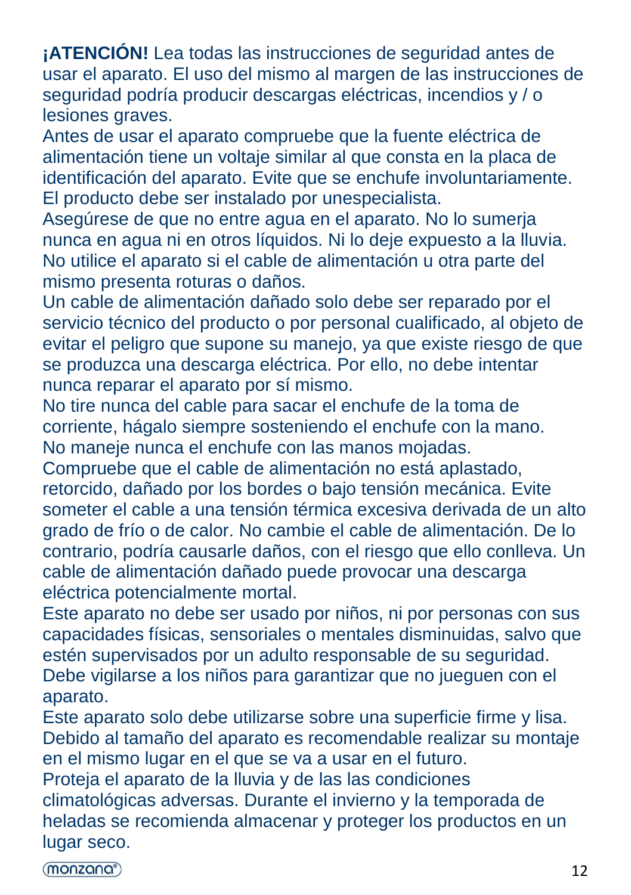**¡ATENCIÓN!** Lea todas las instrucciones de seguridad antes de usar el aparato. El uso del mismo al margen de las instrucciones de seguridad podría producir descargas eléctricas, incendios y / o lesiones graves.

Antes de usar el aparato compruebe que la fuente eléctrica de alimentación tiene un voltaje similar al que consta en la placa de identificación del aparato. Evite que se enchufe involuntariamente. El producto debe ser instalado por unespecialista.

Asegúrese de que no entre agua en el aparato. No lo sumerja nunca en agua ni en otros líquidos. Ni lo deje expuesto a la lluvia. No utilice el aparato si el cable de alimentación u otra parte del mismo presenta roturas o daños.

Un cable de alimentación dañado solo debe ser reparado por el servicio técnico del producto o por personal cualificado, al objeto de evitar el peligro que supone su manejo, ya que existe riesgo de que se produzca una descarga eléctrica. Por ello, no debe intentar nunca reparar el aparato por sí mismo.

No tire nunca del cable para sacar el enchufe de la toma de corriente, hágalo siempre sosteniendo el enchufe con la mano. No maneje nunca el enchufe con las manos mojadas.

Compruebe que el cable de alimentación no está aplastado, retorcido, dañado por los bordes o bajo tensión mecánica. Evite someter el cable a una tensión térmica excesiva derivada de un alto grado de frío o de calor. No cambie el cable de alimentación. De lo contrario, podría causarle daños, con el riesgo que ello conlleva. Un cable de alimentación dañado puede provocar una descarga eléctrica potencialmente mortal.

Este aparato no debe ser usado por niños, ni por personas con sus capacidades físicas, sensoriales o mentales disminuidas, salvo que estén supervisados por un adulto responsable de su seguridad. Debe vigilarse a los niños para garantizar que no jueguen con el aparato.

Este aparato solo debe utilizarse sobre una superficie firme y lisa. Debido al tamaño del aparato es recomendable realizar su montaje en el mismo lugar en el que se va a usar en el futuro.

Proteja el aparato de la lluvia y de las las condiciones climatológicas adversas. Durante el invierno y la temporada de heladas se recomienda almacenar y proteger los productos en un lugar seco.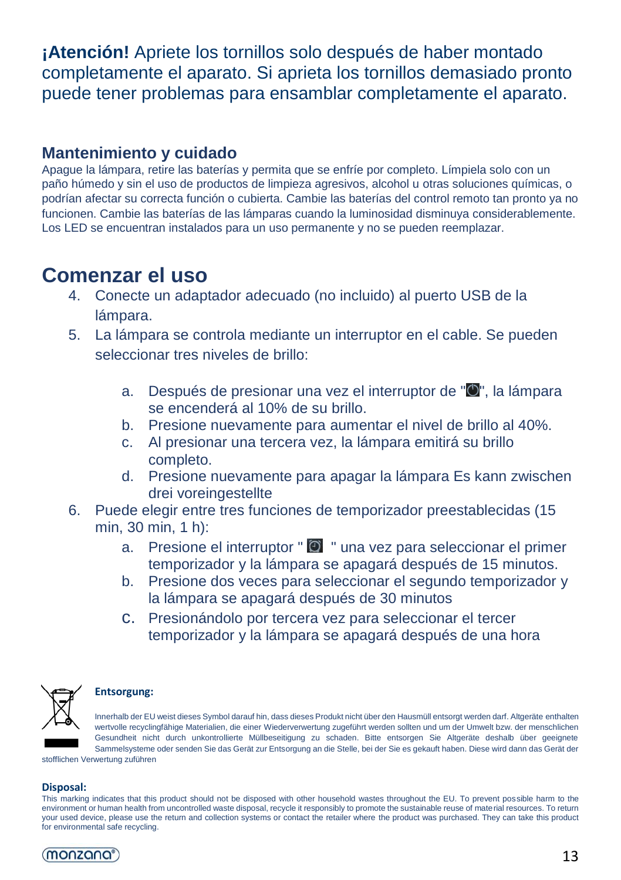**¡Atención!** Apriete los tornillos solo después de haber montado completamente el aparato. Si aprieta los tornillos demasiado pronto puede tener problemas para ensamblar completamente el aparato.

### Mantenimiento y cuidado

Apague la lámpara, retire las baterías y permita que se enfríe por completo. Límpiela solo con un paño húmedo y sin el uso de productos de limpieza agresivos, alcohol u otras soluciones químicas, o podrían afectar su correcta función o cubierta. Cambie las baterías del control remoto tan pronto ya no funcionen. Cambie las baterías de las lámparas cuando la luminosidad disminuya considerablemente. Los LED se encuentran instalados para un uso permanente y no se pueden reemplazar.

## Comenzar el uso

4. Conecte un adaptador adecuado (no incluido) al puerto USB de la lámpara.
5. La lámpara se controla mediante un interruptor en el cable. Se pueden seleccionar tres niveles de brillo:
   a. Después de presionar una vez el interruptor de "⏻", la lámpara se encenderá al 10% de su brillo.
   b. Presione nuevamente para aumentar el nivel de brillo al 40%.
   c. Al presionar una tercera vez, la lámpara emitirá su brillo completo.
   d. Presione nuevamente para apagar la lámpara Es kann zwischen drei voreingestellte
6. Puede elegir entre tres funciones de temporizador preestablecidas (15 min, 30 min, 1 h):
   a. Presione el interruptor " 🕘 " una vez para seleccionar el primer temporizador y la lámpara se apagará después de 15 minutos.
   b. Presione dos veces para seleccionar el segundo temporizador y la lámpara se apagará después de 30 minutos
   c. Presionándolo por tercera vez para seleccionar el tercer temporizador y la lámpara se apagará después de una hora

**Entsorgung:**

Innerhalb der EU weist dieses Symbol darauf hin, dass dieses Produkt nicht über den Hausmüll entsorgt werden darf. Altgeräte enthalten wertvolle recyclingfähige Materialien, die einer Wiederverwertung zugeführt werden sollten und um der Umwelt bzw. der menschlichen Gesundheit nicht durch unkontrollierte Müllbeseitigung zu schaden. Bitte entsorgen Sie Altgeräte deshalb über geeignete Sammelsysteme oder senden Sie das Gerät zur Entsorgung an die Stelle, bei der Sie es gekauft haben. Diese wird dann das Gerät der stofflichen Verwertung zuführen

**Disposal:**

This marking indicates that this product should not be disposed with other household wastes throughout the EU. To prevent possible harm to the environment or human health from uncontrolled waste disposal, recycle it responsibly to promote the sustainable reuse of material resources. To return your used device, please use the return and collection systems or contact the retailer where the product was purchased. They can take this product for environmental safe recycling.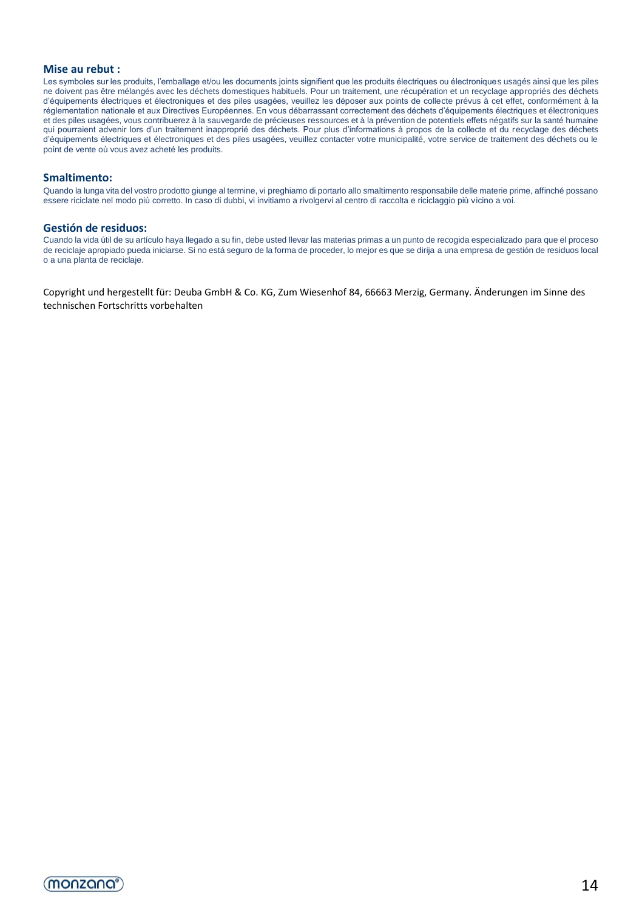### Mise au rebut :

Les symboles sur les produits, l'emballage et/ou les documents joints signifient que les produits électriques ou électroniques usagés ainsi que les piles ne doivent pas être mélangés avec les déchets domestiques habituels. Pour un traitement, une récupération et un recyclage appropriés des déchets d'équipements électriques et électroniques et des piles usagées, veuillez les déposer aux points de collecte prévus à cet effet, conformément à la réglementation nationale et aux Directives Européennes. En vous débarrassant correctement des déchets d'équipements électriques et électroniques et des piles usagées, vous contribuerez à la sauvegarde de précieuses ressources et à la prévention de potentiels effets négatifs sur la santé humaine qui pourraient advenir lors d'un traitement inapproprié des déchets. Pour plus d'informations à propos de la collecte et du recyclage des déchets d'équipements électriques et électroniques et des piles usagées, veuillez contacter votre municipalité, votre service de traitement des déchets ou le point de vente où vous avez acheté les produits.

### Smaltimento:

Quando la lunga vita del vostro prodotto giunge al termine, vi preghiamo di portarlo allo smaltimento responsabile delle materie prime, affinché possano essere riciclate nel modo più corretto. In caso di dubbi, vi invitiamo a rivolgervi al centro di raccolta e riciclaggio più vicino a voi.

### Gestión de residuos:

Cuando la vida útil de su artículo haya llegado a su fin, debe usted llevar las materias primas a un punto de recogida especializado para que el proceso de reciclaje apropiado pueda iniciarse. Si no está seguro de la forma de proceder, lo mejor es que se dirija a una empresa de gestión de residuos local o a una planta de reciclaje.

Copyright und hergestellt für: Deuba GmbH & Co. KG, Zum Wiesenhof 84, 66663 Merzig, Germany. Änderungen im Sinne des technischen Fortschritts vorbehalten